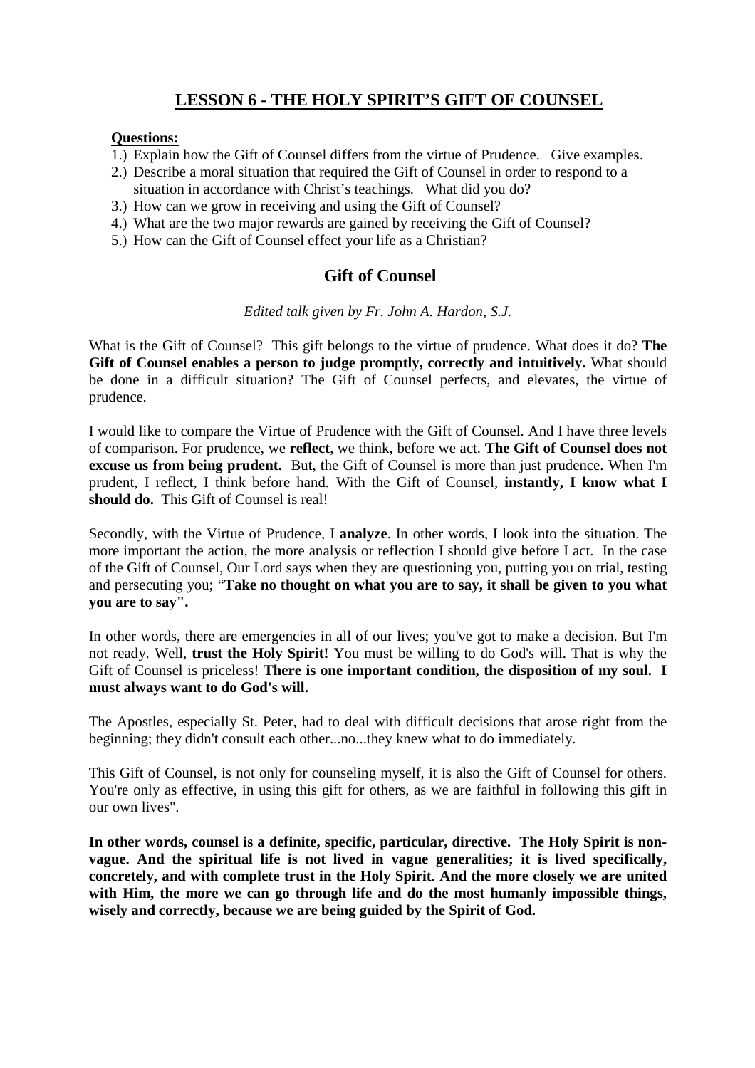# LESSON 6 - THE HOLY SPIRIT'S GIFT OF COUNSEL

**Questions:**

1.) Explain how the Gift of Counsel differs from the virtue of Prudence. Give examples.
2.) Describe a moral situation that required the Gift of Counsel in order to respond to a situation in accordance with Christ's teachings. What did you do?
3.) How can we grow in receiving and using the Gift of Counsel?
4.) What are the two major rewards are gained by receiving the Gift of Counsel?
5.) How can the Gift of Counsel effect your life as a Christian?

## Gift of Counsel

*Edited talk given by Fr. John A. Hardon, S.J.*

What is the Gift of Counsel? This gift belongs to the virtue of prudence. What does it do? **The Gift of Counsel enables a person to judge promptly, correctly and intuitively.** What should be done in a difficult situation? The Gift of Counsel perfects, and elevates, the virtue of prudence.

I would like to compare the Virtue of Prudence with the Gift of Counsel. And I have three levels of comparison. For prudence, we **reflect**, we think, before we act. **The Gift of Counsel does not excuse us from being prudent.** But, the Gift of Counsel is more than just prudence. When I'm prudent, I reflect, I think before hand. With the Gift of Counsel, **instantly, I know what I should do.** This Gift of Counsel is real!

Secondly, with the Virtue of Prudence, I **analyze**. In other words, I look into the situation. The more important the action, the more analysis or reflection I should give before I act. In the case of the Gift of Counsel, Our Lord says when they are questioning you, putting you on trial, testing and persecuting you; "**Take no thought on what you are to say, it shall be given to you what you are to say".**

In other words, there are emergencies in all of our lives; you've got to make a decision. But I'm not ready. Well, **trust the Holy Spirit!** You must be willing to do God's will. That is why the Gift of Counsel is priceless! **There is one important condition, the disposition of my soul. I must always want to do God's will.**

The Apostles, especially St. Peter, had to deal with difficult decisions that arose right from the beginning; they didn't consult each other...no...they knew what to do immediately.

This Gift of Counsel, is not only for counseling myself, it is also the Gift of Counsel for others. You're only as effective, in using this gift for others, as we are faithful in following this gift in our own lives".

**In other words, counsel is a definite, specific, particular, directive. The Holy Spirit is non-vague. And the spiritual life is not lived in vague generalities; it is lived specifically, concretely, and with complete trust in the Holy Spirit. And the more closely we are united with Him, the more we can go through life and do the most humanly impossible things, wisely and correctly, because we are being guided by the Spirit of God.**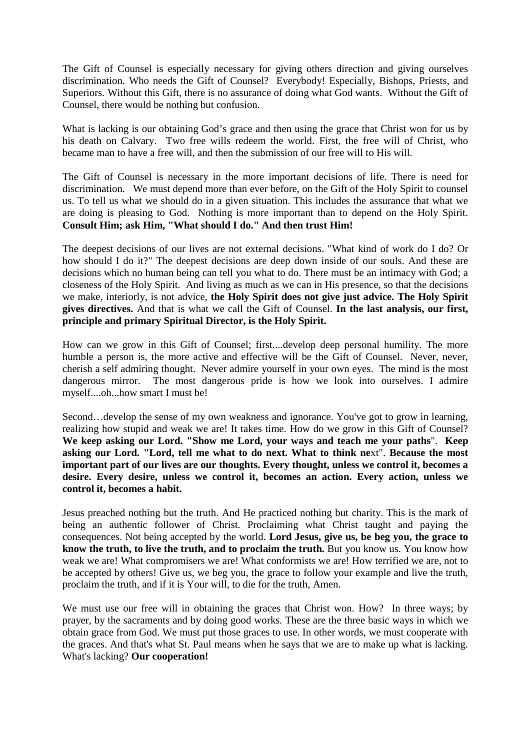The Gift of Counsel is especially necessary for giving others direction and giving ourselves discrimination. Who needs the Gift of Counsel? Everybody! Especially, Bishops, Priests, and Superiors. Without this Gift, there is no assurance of doing what God wants. Without the Gift of Counsel, there would be nothing but confusion.

What is lacking is our obtaining God's grace and then using the grace that Christ won for us by his death on Calvary. Two free wills redeem the world. First, the free will of Christ, who became man to have a free will, and then the submission of our free will to His will.

The Gift of Counsel is necessary in the more important decisions of life. There is need for discrimination. We must depend more than ever before, on the Gift of the Holy Spirit to counsel us. To tell us what we should do in a given situation. This includes the assurance that what we are doing is pleasing to God. Nothing is more important than to depend on the Holy Spirit. **Consult Him; ask Him, "What should I do." And then trust Him!**

The deepest decisions of our lives are not external decisions. "What kind of work do I do? Or how should I do it?" The deepest decisions are deep down inside of our souls. And these are decisions which no human being can tell you what to do. There must be an intimacy with God; a closeness of the Holy Spirit. And living as much as we can in His presence, so that the decisions we make, interiorly, is not advice, **the Holy Spirit does not give just advice. The Holy Spirit gives directives.** And that is what we call the Gift of Counsel. **In the last analysis, our first, principle and primary Spiritual Director, is the Holy Spirit.**

How can we grow in this Gift of Counsel; first....develop deep personal humility. The more humble a person is, the more active and effective will be the Gift of Counsel. Never, never, cherish a self admiring thought. Never admire yourself in your own eyes. The mind is the most dangerous mirror. The most dangerous pride is how we look into ourselves. I admire myself....oh...how smart I must be!

Second…develop the sense of my own weakness and ignorance. You've got to grow in learning, realizing how stupid and weak we are! It takes time. How do we grow in this Gift of Counsel? **We keep asking our Lord. "Show me Lord, your ways and teach me your paths**". **Keep asking our Lord. "Lord, tell me what to do next. What to think ne**xt". **Because the most important part of our lives are our thoughts. Every thought, unless we control it, becomes a desire. Every desire, unless we control it, becomes an action. Every action, unless we control it, becomes a habit.**

Jesus preached nothing but the truth. And He practiced nothing but charity. This is the mark of being an authentic follower of Christ. Proclaiming what Christ taught and paying the consequences. Not being accepted by the world. **Lord Jesus, give us, be beg you, the grace to know the truth, to live the truth, and to proclaim the truth.** But you know us. You know how weak we are! What compromisers we are! What conformists we are! How terrified we are, not to be accepted by others! Give us, we beg you, the grace to follow your example and live the truth, proclaim the truth, and if it is Your will, to die for the truth, Amen.

We must use our free will in obtaining the graces that Christ won. How? In three ways; by prayer, by the sacraments and by doing good works. These are the three basic ways in which we obtain grace from God. We must put those graces to use. In other words, we must cooperate with the graces. And that's what St. Paul means when he says that we are to make up what is lacking. What's lacking? **Our cooperation!**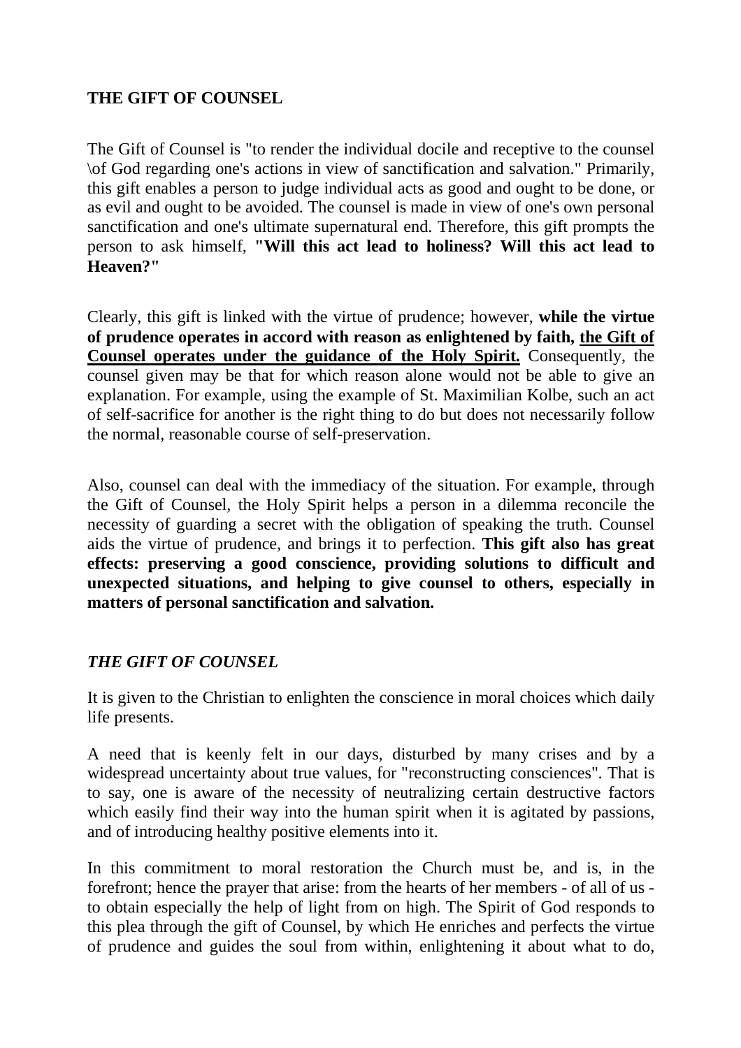**THE GIFT OF COUNSEL**

The Gift of Counsel is "to render the individual docile and receptive to the counsel \of God regarding one's actions in view of sanctification and salvation." Primarily, this gift enables a person to judge individual acts as good and ought to be done, or as evil and ought to be avoided. The counsel is made in view of one's own personal sanctification and one's ultimate supernatural end. Therefore, this gift prompts the person to ask himself, **"Will this act lead to holiness? Will this act lead to Heaven?"**

Clearly, this gift is linked with the virtue of prudence; however, **while the virtue of prudence operates in accord with reason as enlightened by faith, <u>the Gift of Counsel operates under the guidance of the Holy Spirit.</u>** Consequently, the counsel given may be that for which reason alone would not be able to give an explanation. For example, using the example of St. Maximilian Kolbe, such an act of self-sacrifice for another is the right thing to do but does not necessarily follow the normal, reasonable course of self-preservation.

Also, counsel can deal with the immediacy of the situation. For example, through the Gift of Counsel, the Holy Spirit helps a person in a dilemma reconcile the necessity of guarding a secret with the obligation of speaking the truth. Counsel aids the virtue of prudence, and brings it to perfection. **This gift also has great effects: preserving a good conscience, providing solutions to difficult and unexpected situations, and helping to give counsel to others, especially in matters of personal sanctification and salvation.**

***THE GIFT OF COUNSEL***

It is given to the Christian to enlighten the conscience in moral choices which daily life presents.

A need that is keenly felt in our days, disturbed by many crises and by a widespread uncertainty about true values, for "reconstructing consciences". That is to say, one is aware of the necessity of neutralizing certain destructive factors which easily find their way into the human spirit when it is agitated by passions, and of introducing healthy positive elements into it.

In this commitment to moral restoration the Church must be, and is, in the forefront; hence the prayer that arise: from the hearts of her members - of all of us - to obtain especially the help of light from on high. The Spirit of God responds to this plea through the gift of Counsel, by which He enriches and perfects the virtue of prudence and guides the soul from within, enlightening it about what to do,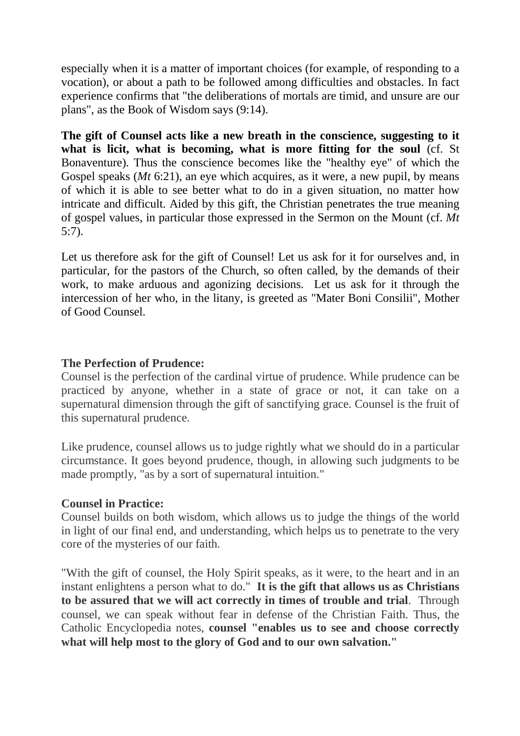especially when it is a matter of important choices (for example, of responding to a vocation), or about a path to be followed among difficulties and obstacles. In fact experience confirms that "the deliberations of mortals are timid, and unsure are our plans", as the Book of Wisdom says (9:14).

**The gift of Counsel acts like a new breath in the conscience, suggesting to it what is licit, what is becoming, what is more fitting for the soul** (cf. St Bonaventure). Thus the conscience becomes like the "healthy eye" of which the Gospel speaks (*Mt* 6:21), an eye which acquires, as it were, a new pupil, by means of which it is able to see better what to do in a given situation, no matter how intricate and difficult. Aided by this gift, the Christian penetrates the true meaning of gospel values, in particular those expressed in the Sermon on the Mount (cf. *Mt* 5:7).

Let us therefore ask for the gift of Counsel! Let us ask for it for ourselves and, in particular, for the pastors of the Church, so often called, by the demands of their work, to make arduous and agonizing decisions. Let us ask for it through the intercession of her who, in the litany, is greeted as "Mater Boni Consilii", Mother of Good Counsel.

**The Perfection of Prudence:**

Counsel is the perfection of the cardinal virtue of prudence. While prudence can be practiced by anyone, whether in a state of grace or not, it can take on a supernatural dimension through the gift of sanctifying grace. Counsel is the fruit of this supernatural prudence.

Like prudence, counsel allows us to judge rightly what we should do in a particular circumstance. It goes beyond prudence, though, in allowing such judgments to be made promptly, "as by a sort of supernatural intuition."

**Counsel in Practice:**

Counsel builds on both wisdom, which allows us to judge the things of the world in light of our final end, and understanding, which helps us to penetrate to the very core of the mysteries of our faith.

"With the gift of counsel, the Holy Spirit speaks, as it were, to the heart and in an instant enlightens a person what to do." **It is the gift that allows us as Christians to be assured that we will act correctly in times of trouble and trial**. Through counsel, we can speak without fear in defense of the Christian Faith. Thus, the Catholic Encyclopedia notes, **counsel "enables us to see and choose correctly what will help most to the glory of God and to our own salvation."**